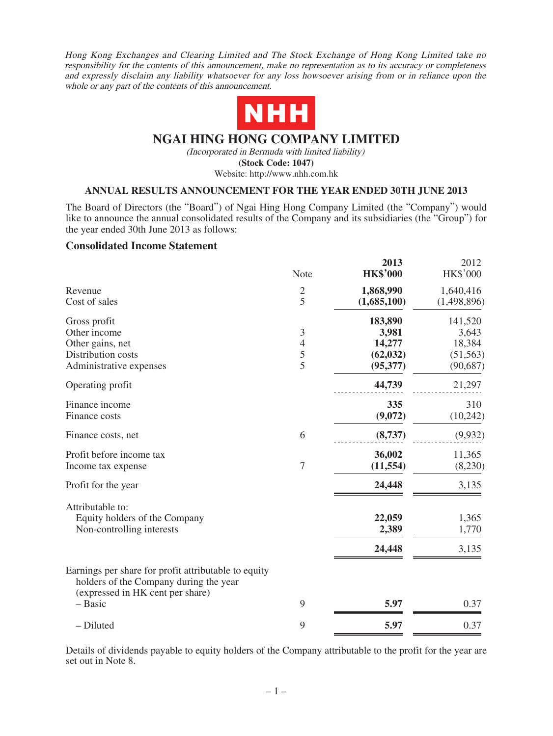*Hong Kong Exchanges and Clearing Limited and The Stock Exchange of Hong Kong Limited take no responsibility for the contents of this announcement, make no representation as to its accuracy or completeness and expressly disclaim any liability whatsoever for any loss howsoever arising from or in reliance upon the whole or any part of the contents of this announcement.*

NHH

# NGAI HING HONG COMPANY LIMITED

*(Incorporated in Bermuda with limited liability)*

**(Stock Code: 1047)**

Website: http://www.nhh.com.hk

## ANNUAL RESULTS ANNOUNCEMENT FOR THE YEAR ENDED 30TH JUNE 2013

The Board of Directors (the "Board") of Ngai Hing Hong Company Limited (the "Company") would like to announce the annual consolidated results of the Company and its subsidiaries (the "Group") for the year ended 30th June 2013 as follows:

### Consolidated Income Statement

| | Note | **2013 HK$'000** | 2012 HK$'000 |
|---|---|---|---|
| Revenue | 2 | **1,868,990** | 1,640,416 |
| Cost of sales | 5 | **(1,685,100)** | (1,498,896) |
| Gross profit | | **183,890** | 141,520 |
| Other income | 3 | **3,981** | 3,643 |
| Other gains, net | 4 | **14,277** | 18,384 |
| Distribution costs | 5 | **(62,032)** | (51,563) |
| Administrative expenses | 5 | **(95,377)** | (90,687) |
| Operating profit | | **44,739** | 21,297 |
| Finance income | | **335** | 310 |
| Finance costs | | **(9,072)** | (10,242) |
| Finance costs, net | 6 | **(8,737)** | (9,932) |
| Profit before income tax | | **36,002** | 11,365 |
| Income tax expense | 7 | **(11,554)** | (8,230) |
| Profit for the year | | **24,448** | 3,135 |
| Attributable to: | | | |
| Equity holders of the Company | | **22,059** | 1,365 |
| Non-controlling interests | | **2,389** | 1,770 |
| | | **24,448** | 3,135 |
| Earnings per share for profit attributable to equity holders of the Company during the year (expressed in HK cent per share) | | | |
| – Basic | 9 | **5.97** | 0.37 |
| – Diluted | 9 | **5.97** | 0.37 |

Details of dividends payable to equity holders of the Company attributable to the profit for the year are set out in Note 8.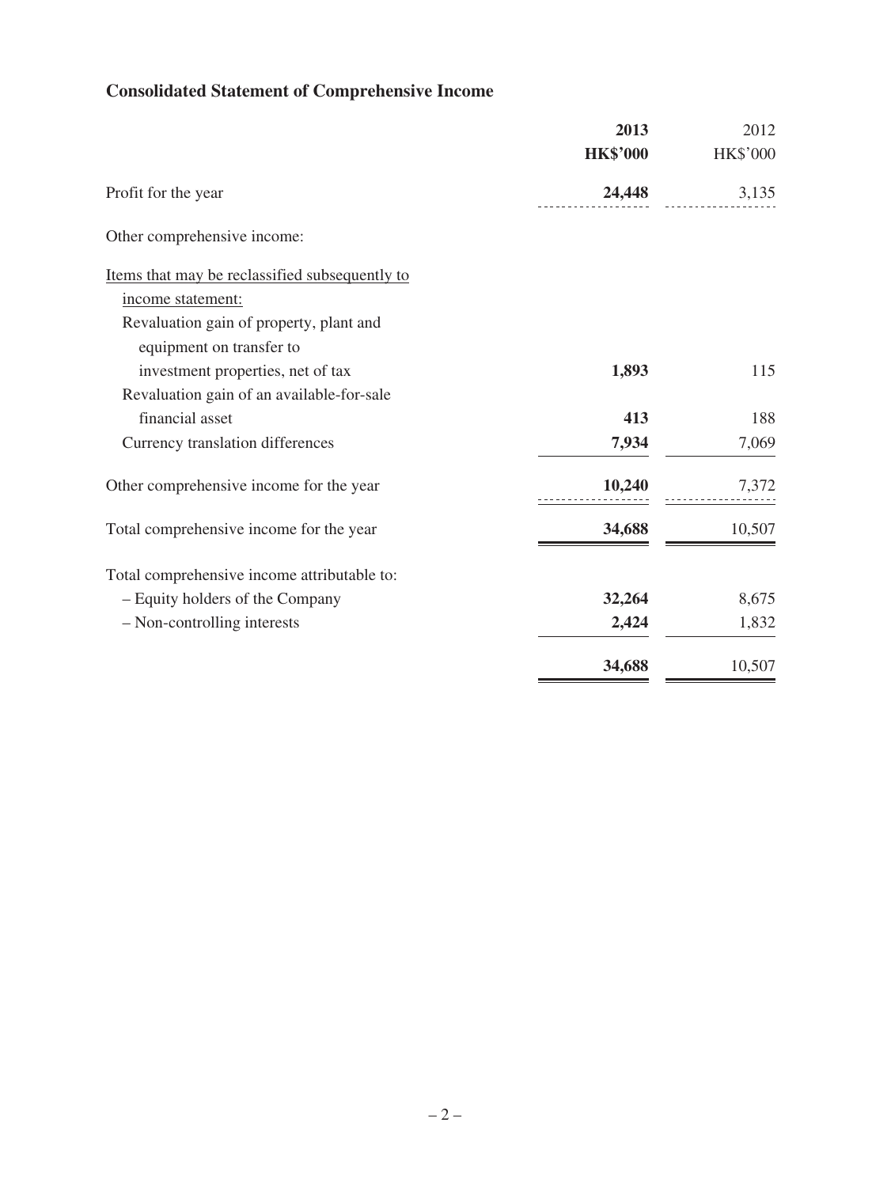## Consolidated Statement of Comprehensive Income

| | 2013 | 2012 |
|---|---|---|
| | HK$'000 | HK$'000 |
| Profit for the year | **24,448** | 3,135 |
| Other comprehensive income: | | |
| Items that may be reclassified subsequently to income statement: | | |
| Revaluation gain of property, plant and equipment on transfer to investment properties, net of tax | **1,893** | 115 |
| Revaluation gain of an available-for-sale financial asset | **413** | 188 |
| Currency translation differences | **7,934** | 7,069 |
| Other comprehensive income for the year | **10,240** | 7,372 |
| Total comprehensive income for the year | **34,688** | 10,507 |
| Total comprehensive income attributable to: | | |
| – Equity holders of the Company | **32,264** | 8,675 |
| – Non-controlling interests | **2,424** | 1,832 |
| | **34,688** | 10,507 |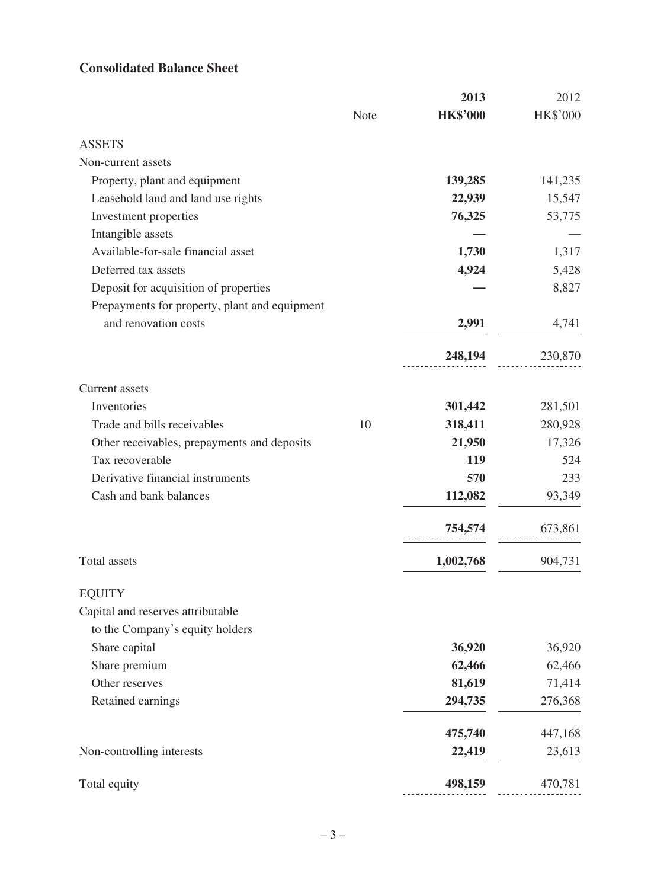## Consolidated Balance Sheet

| | Note | **2013** | 2012 |
|---|---|---|---|
| | | **HK$'000** | HK$'000 |
| ASSETS | | | |
| Non-current assets | | | |
| Property, plant and equipment | | **139,285** | 141,235 |
| Leasehold land and land use rights | | **22,939** | 15,547 |
| Investment properties | | **76,325** | 53,775 |
| Intangible assets | | **—** | — |
| Available-for-sale financial asset | | **1,730** | 1,317 |
| Deferred tax assets | | **4,924** | 5,428 |
| Deposit for acquisition of properties | | **—** | 8,827 |
| Prepayments for property, plant and equipment and renovation costs | | **2,991** | 4,741 |
| | | **248,194** | 230,870 |
| Current assets | | | |
| Inventories | | **301,442** | 281,501 |
| Trade and bills receivables | 10 | **318,411** | 280,928 |
| Other receivables, prepayments and deposits | | **21,950** | 17,326 |
| Tax recoverable | | **119** | 524 |
| Derivative financial instruments | | **570** | 233 |
| Cash and bank balances | | **112,082** | 93,349 |
| | | **754,574** | 673,861 |
| Total assets | | **1,002,768** | 904,731 |
| EQUITY | | | |
| Capital and reserves attributable to the Company's equity holders | | | |
| Share capital | | **36,920** | 36,920 |
| Share premium | | **62,466** | 62,466 |
| Other reserves | | **81,619** | 71,414 |
| Retained earnings | | **294,735** | 276,368 |
| | | **475,740** | 447,168 |
| Non-controlling interests | | **22,419** | 23,613 |
| Total equity | | **498,159** | 470,781 |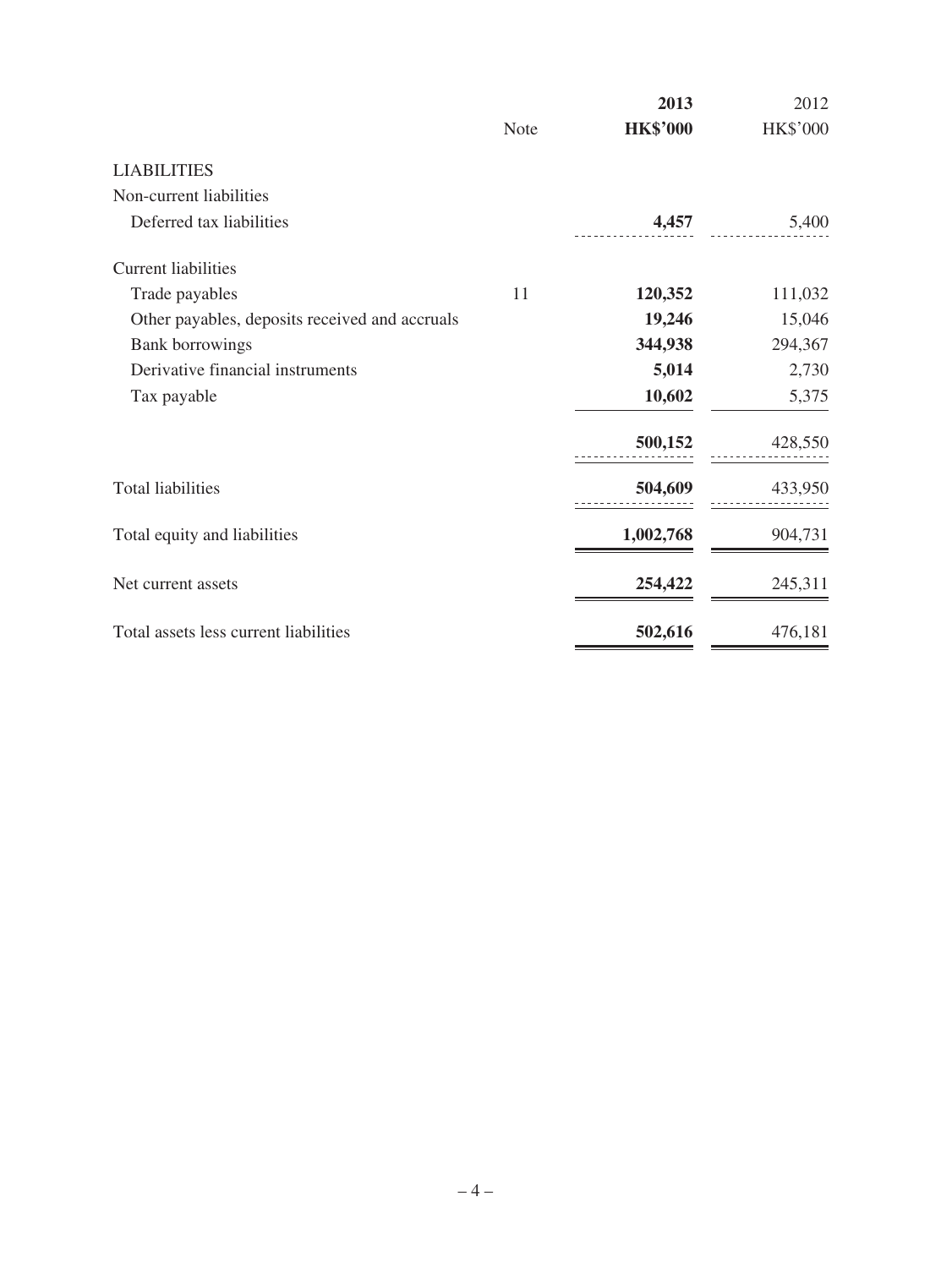| | Note | 2013<br>HK$'000 | 2012<br>HK$'000 |
|---|---|---|---|
| LIABILITIES | | | |
| Non-current liabilities | | | |
| Deferred tax liabilities | | **4,457** | 5,400 |
| Current liabilities | | | |
| Trade payables | 11 | **120,352** | 111,032 |
| Other payables, deposits received and accruals | | **19,246** | 15,046 |
| Bank borrowings | | **344,938** | 294,367 |
| Derivative financial instruments | | **5,014** | 2,730 |
| Tax payable | | **10,602** | 5,375 |
| | | **500,152** | 428,550 |
| Total liabilities | | **504,609** | 433,950 |
| Total equity and liabilities | | **1,002,768** | 904,731 |
| Net current assets | | **254,422** | 245,311 |
| Total assets less current liabilities | | **502,616** | 476,181 |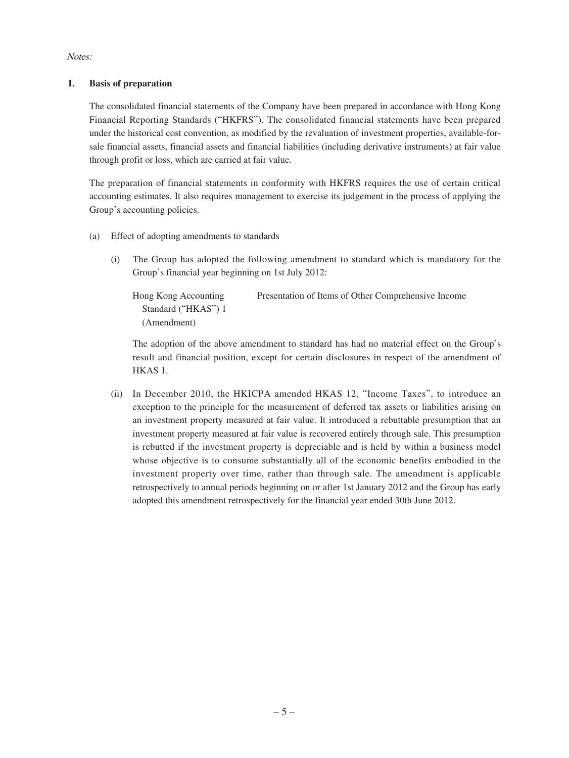*Notes:*

## 1. Basis of preparation

The consolidated financial statements of the Company have been prepared in accordance with Hong Kong Financial Reporting Standards ("HKFRS"). The consolidated financial statements have been prepared under the historical cost convention, as modified by the revaluation of investment properties, available-for-sale financial assets, financial assets and financial liabilities (including derivative instruments) at fair value through profit or loss, which are carried at fair value.

The preparation of financial statements in conformity with HKFRS requires the use of certain critical accounting estimates. It also requires management to exercise its judgement in the process of applying the Group's accounting policies.

(a) Effect of adopting amendments to standards

(i) The Group has adopted the following amendment to standard which is mandatory for the Group's financial year beginning on 1st July 2012:

| | |
|---|---|
| Hong Kong Accounting Standard ("HKAS") 1 (Amendment) | Presentation of Items of Other Comprehensive Income |

The adoption of the above amendment to standard has had no material effect on the Group's result and financial position, except for certain disclosures in respect of the amendment of HKAS 1.

(ii) In December 2010, the HKICPA amended HKAS 12, "Income Taxes", to introduce an exception to the principle for the measurement of deferred tax assets or liabilities arising on an investment property measured at fair value. It introduced a rebuttable presumption that an investment property measured at fair value is recovered entirely through sale. This presumption is rebutted if the investment property is depreciable and is held by within a business model whose objective is to consume substantially all of the economic benefits embodied in the investment property over time, rather than through sale. The amendment is applicable retrospectively to annual periods beginning on or after 1st January 2012 and the Group has early adopted this amendment retrospectively for the financial year ended 30th June 2012.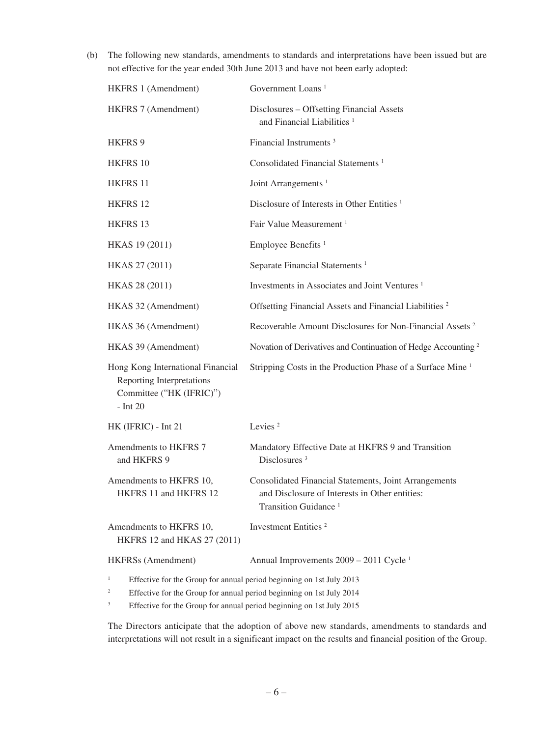(b) The following new standards, amendments to standards and interpretations have been issued but are not effective for the year ended 30th June 2013 and have not been early adopted:

| | |
|---|---|
| HKFRS 1 (Amendment) | Government Loans [1] |
| HKFRS 7 (Amendment) | Disclosures – Offsetting Financial Assets and Financial Liabilities [1] |
| HKFRS 9 | Financial Instruments [3] |
| HKFRS 10 | Consolidated Financial Statements [1] |
| HKFRS 11 | Joint Arrangements [1] |
| HKFRS 12 | Disclosure of Interests in Other Entities [1] |
| HKFRS 13 | Fair Value Measurement [1] |
| HKAS 19 (2011) | Employee Benefits [1] |
| HKAS 27 (2011) | Separate Financial Statements [1] |
| HKAS 28 (2011) | Investments in Associates and Joint Ventures [1] |
| HKAS 32 (Amendment) | Offsetting Financial Assets and Financial Liabilities [2] |
| HKAS 36 (Amendment) | Recoverable Amount Disclosures for Non-Financial Assets [2] |
| HKAS 39 (Amendment) | Novation of Derivatives and Continuation of Hedge Accounting [2] |
| Hong Kong International Financial Reporting Interpretations Committee ("HK (IFRIC)") - Int 20 | Stripping Costs in the Production Phase of a Surface Mine [1] |
| HK (IFRIC) - Int 21 | Levies [2] |
| Amendments to HKFRS 7 and HKFRS 9 | Mandatory Effective Date at HKFRS 9 and Transition Disclosures [3] |
| Amendments to HKFRS 10, HKFRS 11 and HKFRS 12 | Consolidated Financial Statements, Joint Arrangements and Disclosure of Interests in Other entities: Transition Guidance [1] |
| Amendments to HKFRS 10, HKFRS 12 and HKAS 27 (2011) | Investment Entities [2] |
| HKFRSs (Amendment) | Annual Improvements 2009 – 2011 Cycle [1] |

[1] Effective for the Group for annual period beginning on 1st July 2013

[2] Effective for the Group for annual period beginning on 1st July 2014

[3] Effective for the Group for annual period beginning on 1st July 2015

The Directors anticipate that the adoption of above new standards, amendments to standards and interpretations will not result in a significant impact on the results and financial position of the Group.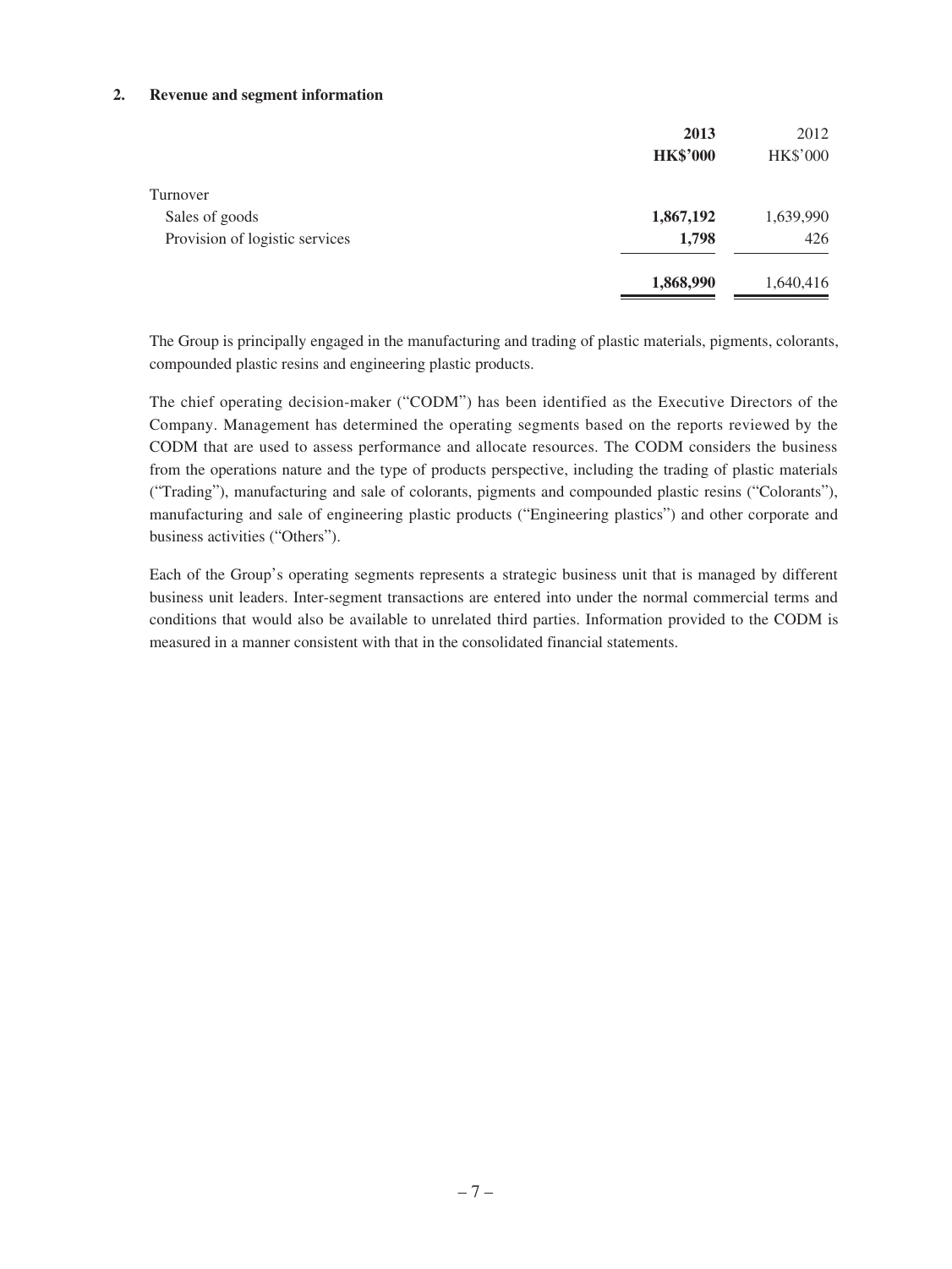## 2. Revenue and segment information

| | **2013** | 2012 |
|---|---|---|
| | **HK$'000** | HK$'000 |
| Turnover | | |
| Sales of goods | **1,867,192** | 1,639,990 |
| Provision of logistic services | **1,798** | 426 |
| | **1,868,990** | 1,640,416 |

The Group is principally engaged in the manufacturing and trading of plastic materials, pigments, colorants, compounded plastic resins and engineering plastic products.

The chief operating decision-maker ("CODM") has been identified as the Executive Directors of the Company. Management has determined the operating segments based on the reports reviewed by the CODM that are used to assess performance and allocate resources. The CODM considers the business from the operations nature and the type of products perspective, including the trading of plastic materials ("Trading"), manufacturing and sale of colorants, pigments and compounded plastic resins ("Colorants"), manufacturing and sale of engineering plastic products ("Engineering plastics") and other corporate and business activities ("Others").

Each of the Group's operating segments represents a strategic business unit that is managed by different business unit leaders. Inter-segment transactions are entered into under the normal commercial terms and conditions that would also be available to unrelated third parties. Information provided to the CODM is measured in a manner consistent with that in the consolidated financial statements.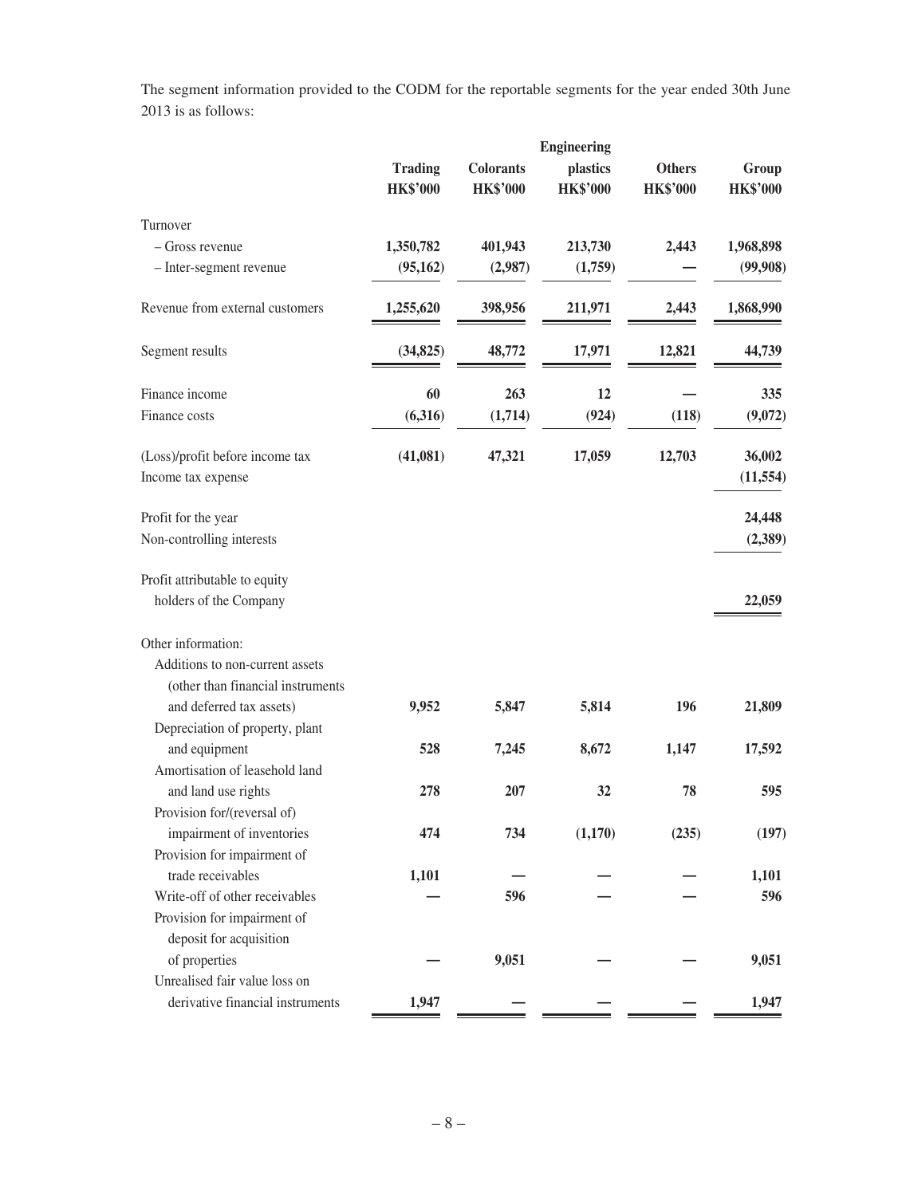The segment information provided to the CODM for the reportable segments for the year ended 30th June 2013 is as follows:

| | Trading HK$'000 | Colorants HK$'000 | Engineering plastics HK$'000 | Others HK$'000 | Group HK$'000 |
|---|---|---|---|---|---|
| Turnover | | | | | |
| – Gross revenue | 1,350,782 | 401,943 | 213,730 | 2,443 | 1,968,898 |
| – Inter-segment revenue | (95,162) | (2,987) | (1,759) | — | (99,908) |
| Revenue from external customers | 1,255,620 | 398,956 | 211,971 | 2,443 | 1,868,990 |
| Segment results | (34,825) | 48,772 | 17,971 | 12,821 | 44,739 |
| Finance income | 60 | 263 | 12 | — | 335 |
| Finance costs | (6,316) | (1,714) | (924) | (118) | (9,072) |
| (Loss)/profit before income tax | (41,081) | 47,321 | 17,059 | 12,703 | 36,002 |
| Income tax expense | | | | | (11,554) |
| Profit for the year | | | | | 24,448 |
| Non-controlling interests | | | | | (2,389) |
| Profit attributable to equity holders of the Company | | | | | 22,059 |
| Other information: | | | | | |
| Additions to non-current assets (other than financial instruments and deferred tax assets) | 9,952 | 5,847 | 5,814 | 196 | 21,809 |
| Depreciation of property, plant and equipment | 528 | 7,245 | 8,672 | 1,147 | 17,592 |
| Amortisation of leasehold land and land use rights | 278 | 207 | 32 | 78 | 595 |
| Provision for/(reversal of) impairment of inventories | 474 | 734 | (1,170) | (235) | (197) |
| Provision for impairment of trade receivables | 1,101 | — | — | — | 1,101 |
| Write-off of other receivables | — | 596 | — | — | 596 |
| Provision for impairment of deposit for acquisition of properties | — | 9,051 | — | — | 9,051 |
| Unrealised fair value loss on derivative financial instruments | 1,947 | — | — | — | 1,947 |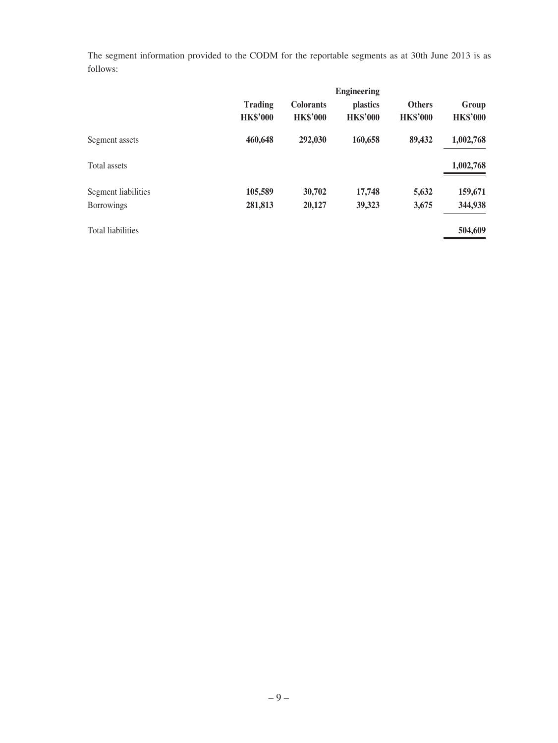The segment information provided to the CODM for the reportable segments as at 30th June 2013 is as follows:

| | Trading HK$'000 | Colorants HK$'000 | Engineering plastics HK$'000 | Others HK$'000 | Group HK$'000 |
|---|---|---|---|---|---|
| Segment assets | **460,648** | **292,030** | **160,658** | **89,432** | **1,002,768** |
| Total assets | | | | | **1,002,768** |
| Segment liabilities | **105,589** | **30,702** | **17,748** | **5,632** | **159,671** |
| Borrowings | **281,813** | **20,127** | **39,323** | **3,675** | **344,938** |
| Total liabilities | | | | | **504,609** |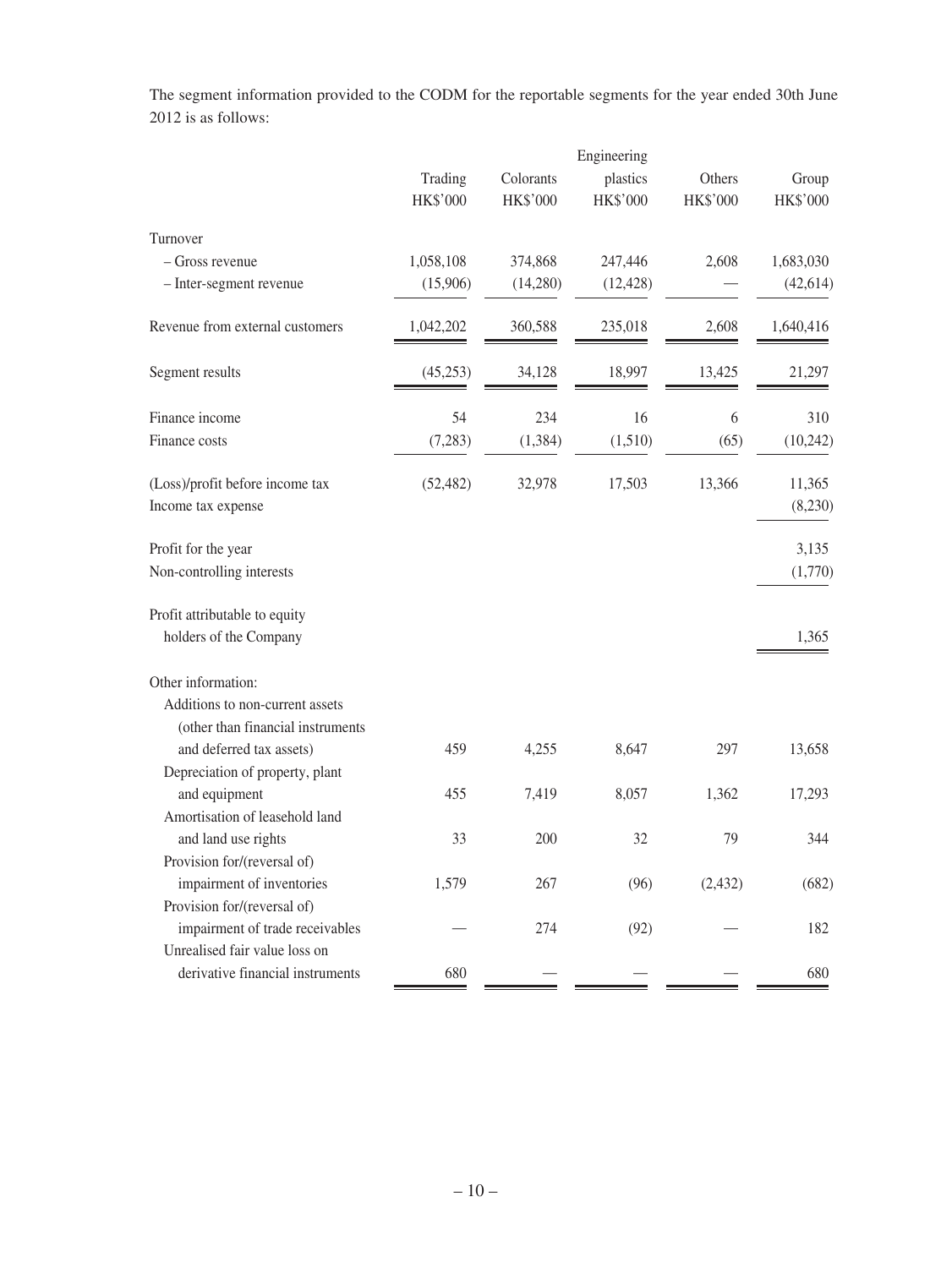The segment information provided to the CODM for the reportable segments for the year ended 30th June 2012 is as follows:

| | Trading<br>HK$'000 | Colorants<br>HK$'000 | Engineering plastics<br>HK$'000 | Others<br>HK$'000 | Group<br>HK$'000 |
|---|---|---|---|---|---|
| Turnover | | | | | |
| – Gross revenue | 1,058,108 | 374,868 | 247,446 | 2,608 | 1,683,030 |
| – Inter-segment revenue | (15,906) | (14,280) | (12,428) | — | (42,614) |
| Revenue from external customers | 1,042,202 | 360,588 | 235,018 | 2,608 | 1,640,416 |
| Segment results | (45,253) | 34,128 | 18,997 | 13,425 | 21,297 |
| Finance income | 54 | 234 | 16 | 6 | 310 |
| Finance costs | (7,283) | (1,384) | (1,510) | (65) | (10,242) |
| (Loss)/profit before income tax | (52,482) | 32,978 | 17,503 | 13,366 | 11,365 |
| Income tax expense | | | | | (8,230) |
| Profit for the year | | | | | 3,135 |
| Non-controlling interests | | | | | (1,770) |
| Profit attributable to equity holders of the Company | | | | | 1,365 |
| Other information: | | | | | |
| Additions to non-current assets (other than financial instruments and deferred tax assets) | 459 | 4,255 | 8,647 | 297 | 13,658 |
| Depreciation of property, plant and equipment | 455 | 7,419 | 8,057 | 1,362 | 17,293 |
| Amortisation of leasehold land and land use rights | 33 | 200 | 32 | 79 | 344 |
| Provision for/(reversal of) impairment of inventories | 1,579 | 267 | (96) | (2,432) | (682) |
| Provision for/(reversal of) impairment of trade receivables | — | 274 | (92) | — | 182 |
| Unrealised fair value loss on derivative financial instruments | 680 | — | — | — | 680 |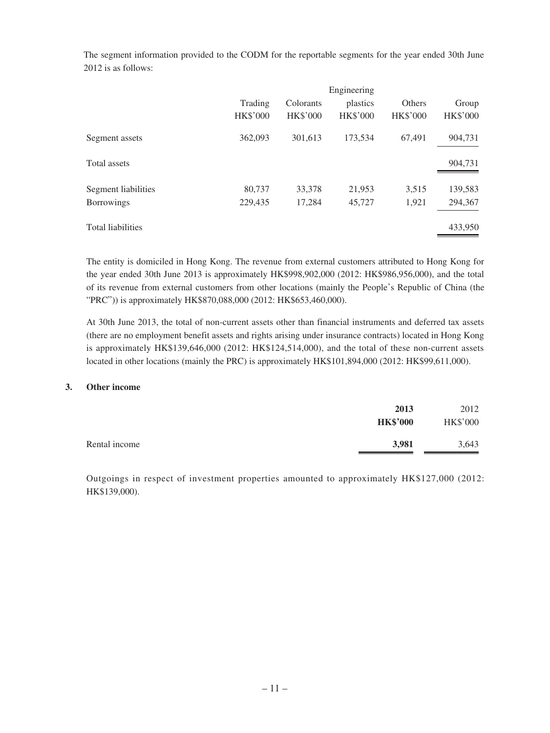The segment information provided to the CODM for the reportable segments for the year ended 30th June 2012 is as follows:

| | Trading | Colorants | Engineering plastics | Others | Group |
|---|---|---|---|---|---|
| | HK$'000 | HK$'000 | HK$'000 | HK$'000 | HK$'000 |
| Segment assets | 362,093 | 301,613 | 173,534 | 67,491 | 904,731 |
| Total assets | | | | | 904,731 |
| Segment liabilities | 80,737 | 33,378 | 21,953 | 3,515 | 139,583 |
| Borrowings | 229,435 | 17,284 | 45,727 | 1,921 | 294,367 |
| Total liabilities | | | | | 433,950 |

The entity is domiciled in Hong Kong. The revenue from external customers attributed to Hong Kong for the year ended 30th June 2013 is approximately HK$998,902,000 (2012: HK$986,956,000), and the total of its revenue from external customers from other locations (mainly the People's Republic of China (the "PRC")) is approximately HK$870,088,000 (2012: HK$653,460,000).

At 30th June 2013, the total of non-current assets other than financial instruments and deferred tax assets (there are no employment benefit assets and rights arising under insurance contracts) located in Hong Kong is approximately HK$139,646,000 (2012: HK$124,514,000), and the total of these non-current assets located in other locations (mainly the PRC) is approximately HK$101,894,000 (2012: HK$99,611,000).

## 3. Other income

| | **2013** | 2012 |
|---|---|---|
| | **HK$'000** | HK$'000 |
| Rental income | **3,981** | 3,643 |

Outgoings in respect of investment properties amounted to approximately HK$127,000 (2012: HK$139,000).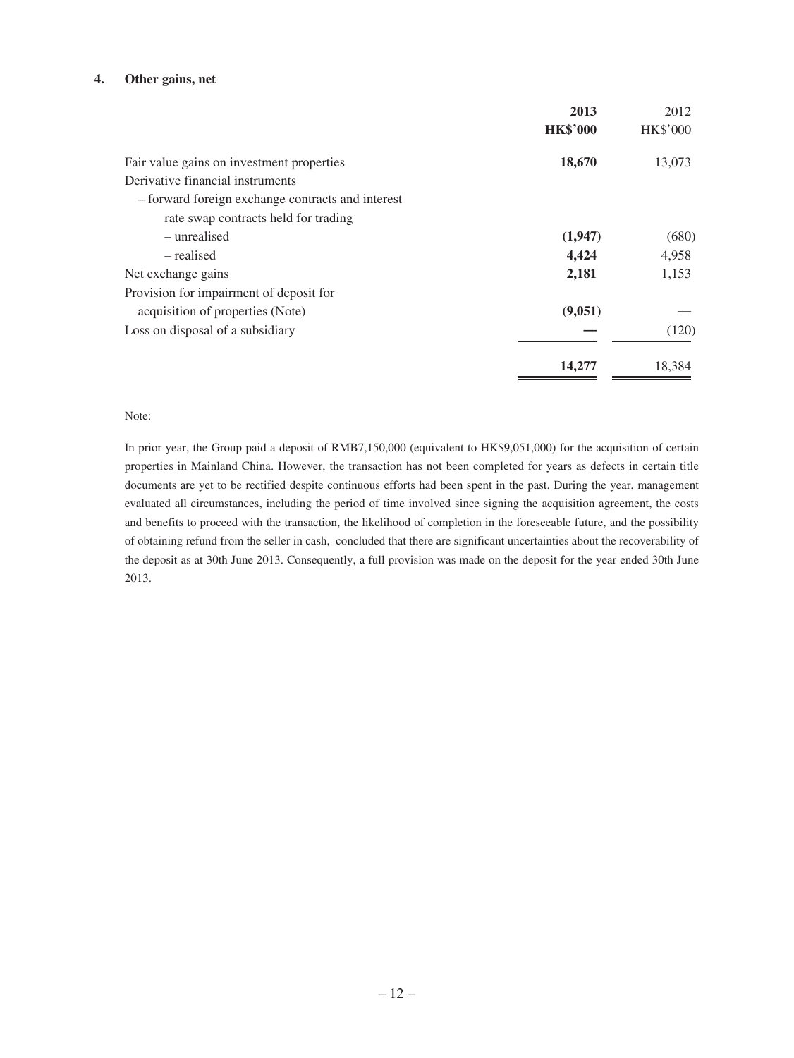## 4. Other gains, net

| | **2013** | 2012 |
|---|---|---|
| | **HK$'000** | HK$'000 |
| Fair value gains on investment properties | **18,670** | 13,073 |
| Derivative financial instruments | | |
| – forward foreign exchange contracts and interest rate swap contracts held for trading | | |
| – unrealised | **(1,947)** | (680) |
| – realised | **4,424** | 4,958 |
| Net exchange gains | **2,181** | 1,153 |
| Provision for impairment of deposit for acquisition of properties (Note) | **(9,051)** | — |
| Loss on disposal of a subsidiary | **—** | (120) |
| | **14,277** | 18,384 |

Note:

In prior year, the Group paid a deposit of RMB7,150,000 (equivalent to HK$9,051,000) for the acquisition of certain properties in Mainland China. However, the transaction has not been completed for years as defects in certain title documents are yet to be rectified despite continuous efforts had been spent in the past. During the year, management evaluated all circumstances, including the period of time involved since signing the acquisition agreement, the costs and benefits to proceed with the transaction, the likelihood of completion in the foreseeable future, and the possibility of obtaining refund from the seller in cash, concluded that there are significant uncertainties about the recoverability of the deposit as at 30th June 2013. Consequently, a full provision was made on the deposit for the year ended 30th June 2013.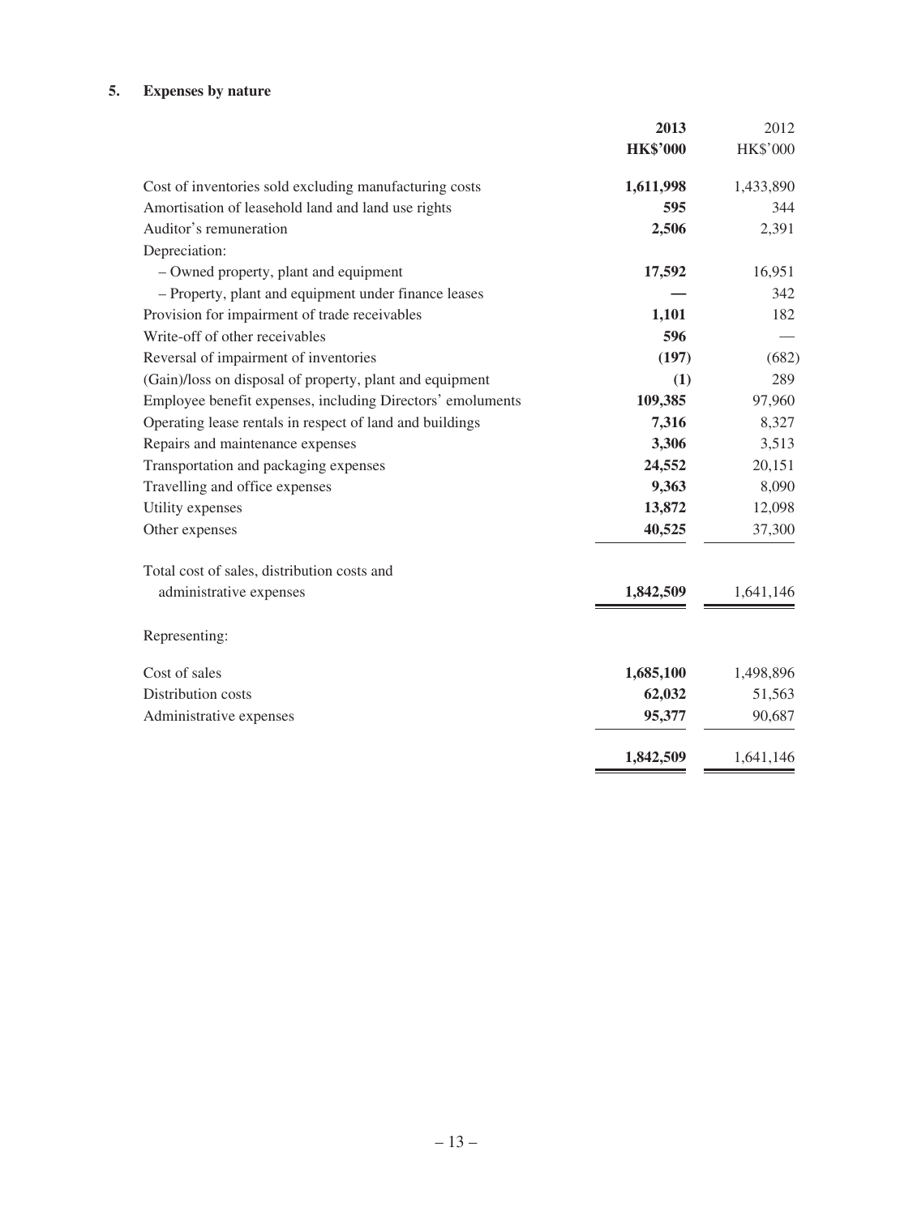## 5. Expenses by nature

| | **2013** | 2012 |
|---|---|---|
| | **HK$'000** | HK$'000 |
| Cost of inventories sold excluding manufacturing costs | **1,611,998** | 1,433,890 |
| Amortisation of leasehold land and land use rights | **595** | 344 |
| Auditor's remuneration | **2,506** | 2,391 |
| Depreciation: | | |
| – Owned property, plant and equipment | **17,592** | 16,951 |
| – Property, plant and equipment under finance leases | **—** | 342 |
| Provision for impairment of trade receivables | **1,101** | 182 |
| Write-off of other receivables | **596** | — |
| Reversal of impairment of inventories | **(197)** | (682) |
| (Gain)/loss on disposal of property, plant and equipment | **(1)** | 289 |
| Employee benefit expenses, including Directors' emoluments | **109,385** | 97,960 |
| Operating lease rentals in respect of land and buildings | **7,316** | 8,327 |
| Repairs and maintenance expenses | **3,306** | 3,513 |
| Transportation and packaging expenses | **24,552** | 20,151 |
| Travelling and office expenses | **9,363** | 8,090 |
| Utility expenses | **13,872** | 12,098 |
| Other expenses | **40,525** | 37,300 |
| Total cost of sales, distribution costs and administrative expenses | **1,842,509** | 1,641,146 |
| Representing: | | |
| Cost of sales | **1,685,100** | 1,498,896 |
| Distribution costs | **62,032** | 51,563 |
| Administrative expenses | **95,377** | 90,687 |
| | **1,842,509** | 1,641,146 |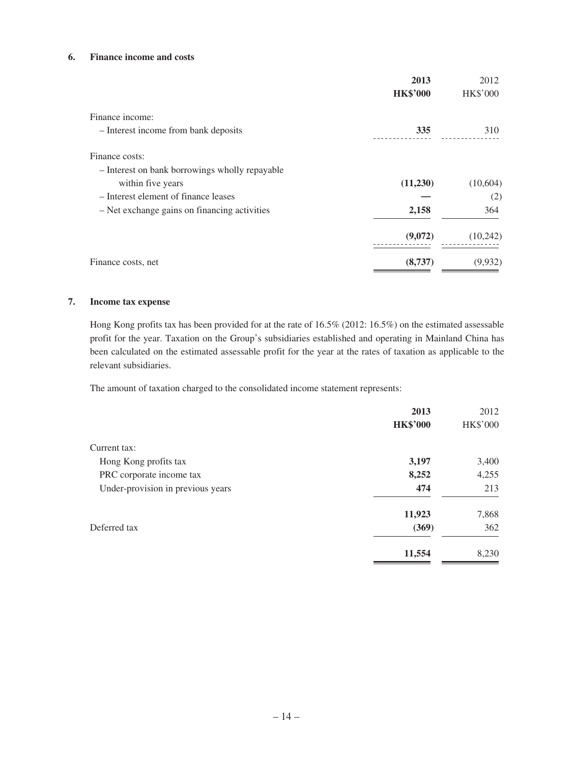## 6. Finance income and costs

| | 2013 HK$'000 | 2012 HK$'000 |
|---|---|---|
| Finance income: | | |
| – Interest income from bank deposits | **335** | 310 |
| Finance costs: | | |
| – Interest on bank borrowings wholly repayable within five years | **(11,230)** | (10,604) |
| – Interest element of finance leases | **—** | (2) |
| – Net exchange gains on financing activities | **2,158** | 364 |
| | **(9,072)** | (10,242) |
| Finance costs, net | **(8,737)** | (9,932) |

## 7. Income tax expense

Hong Kong profits tax has been provided for at the rate of 16.5% (2012: 16.5%) on the estimated assessable profit for the year. Taxation on the Group's subsidiaries established and operating in Mainland China has been calculated on the estimated assessable profit for the year at the rates of taxation as applicable to the relevant subsidiaries.

The amount of taxation charged to the consolidated income statement represents:

| | 2013 HK$'000 | 2012 HK$'000 |
|---|---|---|
| Current tax: | | |
| Hong Kong profits tax | **3,197** | 3,400 |
| PRC corporate income tax | **8,252** | 4,255 |
| Under-provision in previous years | **474** | 213 |
| | **11,923** | 7,868 |
| Deferred tax | **(369)** | 362 |
| | **11,554** | 8,230 |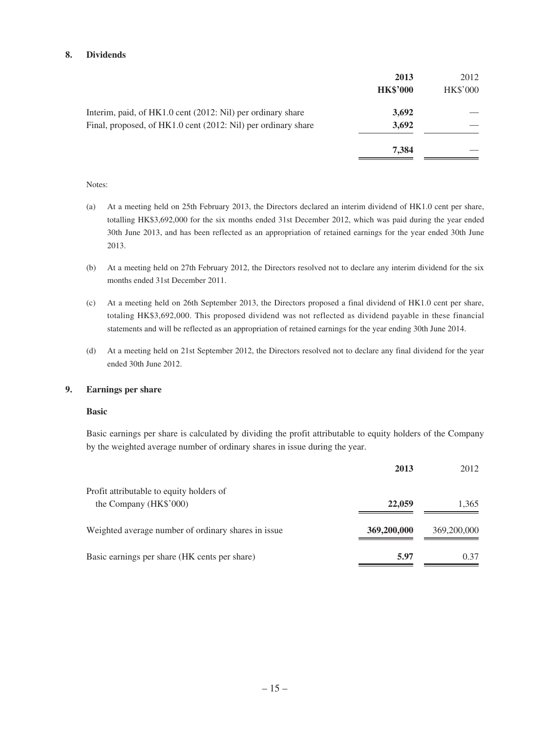## 8. Dividends

| | **2013** | 2012 |
|---|---|---|
| | **HK$'000** | HK$'000 |
| Interim, paid, of HK1.0 cent (2012: Nil) per ordinary share | **3,692** | — |
| Final, proposed, of HK1.0 cent (2012: Nil) per ordinary share | **3,692** | — |
| | **7,384** | — |

Notes:

(a) At a meeting held on 25th February 2013, the Directors declared an interim dividend of HK1.0 cent per share, totalling HK$3,692,000 for the six months ended 31st December 2012, which was paid during the year ended 30th June 2013, and has been reflected as an appropriation of retained earnings for the year ended 30th June 2013.

(b) At a meeting held on 27th February 2012, the Directors resolved not to declare any interim dividend for the six months ended 31st December 2011.

(c) At a meeting held on 26th September 2013, the Directors proposed a final dividend of HK1.0 cent per share, totaling HK$3,692,000. This proposed dividend was not reflected as dividend payable in these financial statements and will be reflected as an appropriation of retained earnings for the year ending 30th June 2014.

(d) At a meeting held on 21st September 2012, the Directors resolved not to declare any final dividend for the year ended 30th June 2012.

## 9. Earnings per share

**Basic**

Basic earnings per share is calculated by dividing the profit attributable to equity holders of the Company by the weighted average number of ordinary shares in issue during the year.

| | **2013** | 2012 |
|---|---|---|
| Profit attributable to equity holders of the Company (HK$'000) | **22,059** | 1,365 |
| Weighted average number of ordinary shares in issue | **369,200,000** | 369,200,000 |
| Basic earnings per share (HK cents per share) | **5.97** | 0.37 |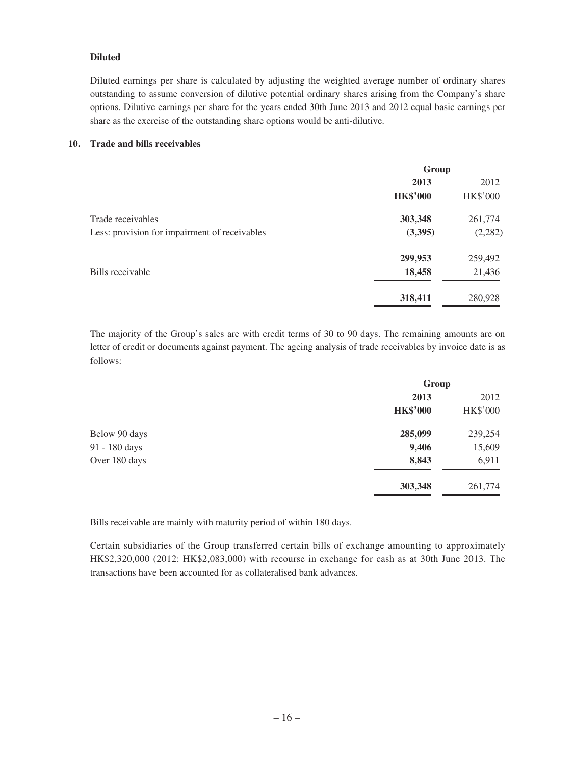**Diluted**

Diluted earnings per share is calculated by adjusting the weighted average number of ordinary shares outstanding to assume conversion of dilutive potential ordinary shares arising from the Company's share options. Dilutive earnings per share for the years ended 30th June 2013 and 2012 equal basic earnings per share as the exercise of the outstanding share options would be anti-dilutive.

## 10. Trade and bills receivables

| | Group | |
|---|---|---|
| | **2013** | 2012 |
| | **HK$'000** | HK$'000 |
| Trade receivables | **303,348** | 261,774 |
| Less: provision for impairment of receivables | **(3,395)** | (2,282) |
| | **299,953** | 259,492 |
| Bills receivable | **18,458** | 21,436 |
| | **318,411** | 280,928 |

The majority of the Group's sales are with credit terms of 30 to 90 days. The remaining amounts are on letter of credit or documents against payment. The ageing analysis of trade receivables by invoice date is as follows:

| | Group | |
|---|---|---|
| | **2013** | 2012 |
| | **HK$'000** | HK$'000 |
| Below 90 days | **285,099** | 239,254 |
| 91 - 180 days | **9,406** | 15,609 |
| Over 180 days | **8,843** | 6,911 |
| | **303,348** | 261,774 |

Bills receivable are mainly with maturity period of within 180 days.

Certain subsidiaries of the Group transferred certain bills of exchange amounting to approximately HK$2,320,000 (2012: HK$2,083,000) with recourse in exchange for cash as at 30th June 2013. The transactions have been accounted for as collateralised bank advances.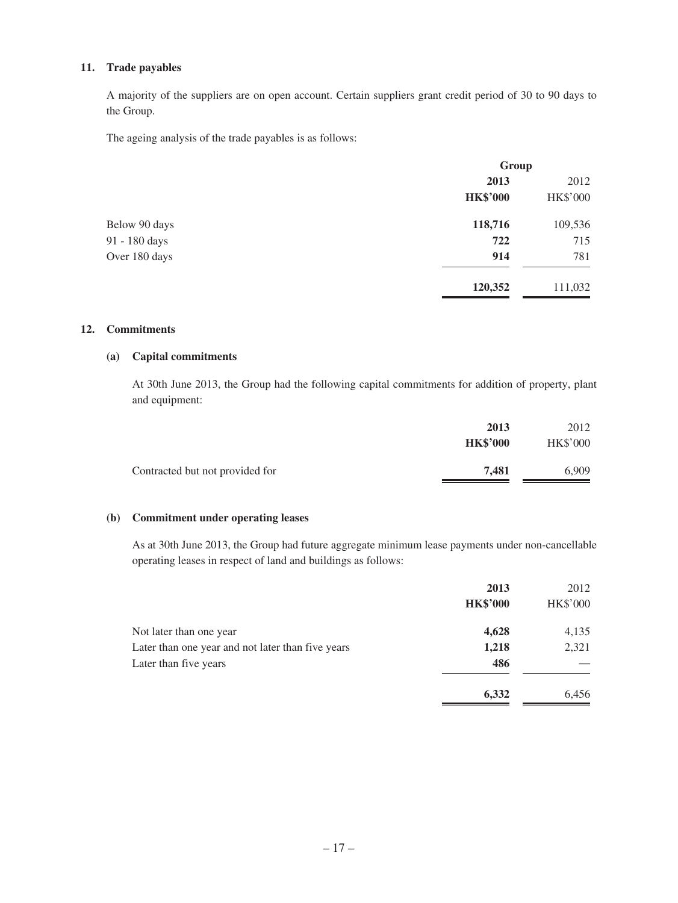## 11. Trade payables

A majority of the suppliers are on open account. Certain suppliers grant credit period of 30 to 90 days to the Group.

The ageing analysis of the trade payables is as follows:

| | Group | |
|---|---|---|
| | **2013** | 2012 |
| | **HK$'000** | HK$'000 |
| Below 90 days | **118,716** | 109,536 |
| 91 - 180 days | **722** | 715 |
| Over 180 days | **914** | 781 |
| | **120,352** | 111,032 |

## 12. Commitments

### (a) Capital commitments

At 30th June 2013, the Group had the following capital commitments for addition of property, plant and equipment:

| | **2013** | 2012 |
|---|---|---|
| | **HK$'000** | HK$'000 |
| Contracted but not provided for | **7,481** | 6,909 |

### (b) Commitment under operating leases

As at 30th June 2013, the Group had future aggregate minimum lease payments under non-cancellable operating leases in respect of land and buildings as follows:

| | **2013** | 2012 |
|---|---|---|
| | **HK$'000** | HK$'000 |
| Not later than one year | **4,628** | 4,135 |
| Later than one year and not later than five years | **1,218** | 2,321 |
| Later than five years | **486** | — |
| | **6,332** | 6,456 |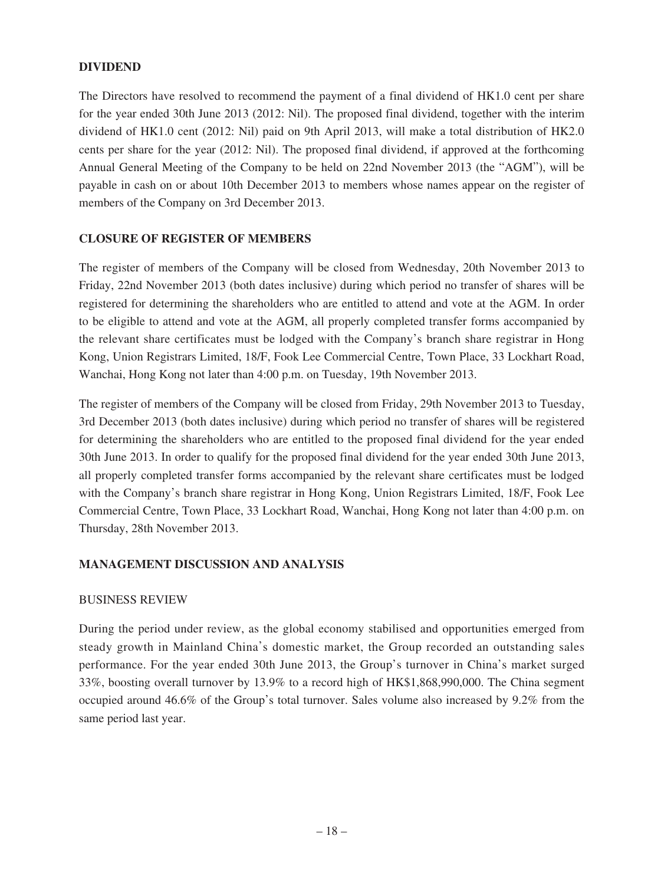## DIVIDEND

The Directors have resolved to recommend the payment of a final dividend of HK1.0 cent per share for the year ended 30th June 2013 (2012: Nil). The proposed final dividend, together with the interim dividend of HK1.0 cent (2012: Nil) paid on 9th April 2013, will make a total distribution of HK2.0 cents per share for the year (2012: Nil). The proposed final dividend, if approved at the forthcoming Annual General Meeting of the Company to be held on 22nd November 2013 (the "AGM"), will be payable in cash on or about 10th December 2013 to members whose names appear on the register of members of the Company on 3rd December 2013.

## CLOSURE OF REGISTER OF MEMBERS

The register of members of the Company will be closed from Wednesday, 20th November 2013 to Friday, 22nd November 2013 (both dates inclusive) during which period no transfer of shares will be registered for determining the shareholders who are entitled to attend and vote at the AGM. In order to be eligible to attend and vote at the AGM, all properly completed transfer forms accompanied by the relevant share certificates must be lodged with the Company's branch share registrar in Hong Kong, Union Registrars Limited, 18/F, Fook Lee Commercial Centre, Town Place, 33 Lockhart Road, Wanchai, Hong Kong not later than 4:00 p.m. on Tuesday, 19th November 2013.

The register of members of the Company will be closed from Friday, 29th November 2013 to Tuesday, 3rd December 2013 (both dates inclusive) during which period no transfer of shares will be registered for determining the shareholders who are entitled to the proposed final dividend for the year ended 30th June 2013. In order to qualify for the proposed final dividend for the year ended 30th June 2013, all properly completed transfer forms accompanied by the relevant share certificates must be lodged with the Company's branch share registrar in Hong Kong, Union Registrars Limited, 18/F, Fook Lee Commercial Centre, Town Place, 33 Lockhart Road, Wanchai, Hong Kong not later than 4:00 p.m. on Thursday, 28th November 2013.

## MANAGEMENT DISCUSSION AND ANALYSIS

### BUSINESS REVIEW

During the period under review, as the global economy stabilised and opportunities emerged from steady growth in Mainland China's domestic market, the Group recorded an outstanding sales performance. For the year ended 30th June 2013, the Group's turnover in China's market surged 33%, boosting overall turnover by 13.9% to a record high of HK$1,868,990,000. The China segment occupied around 46.6% of the Group's total turnover. Sales volume also increased by 9.2% from the same period last year.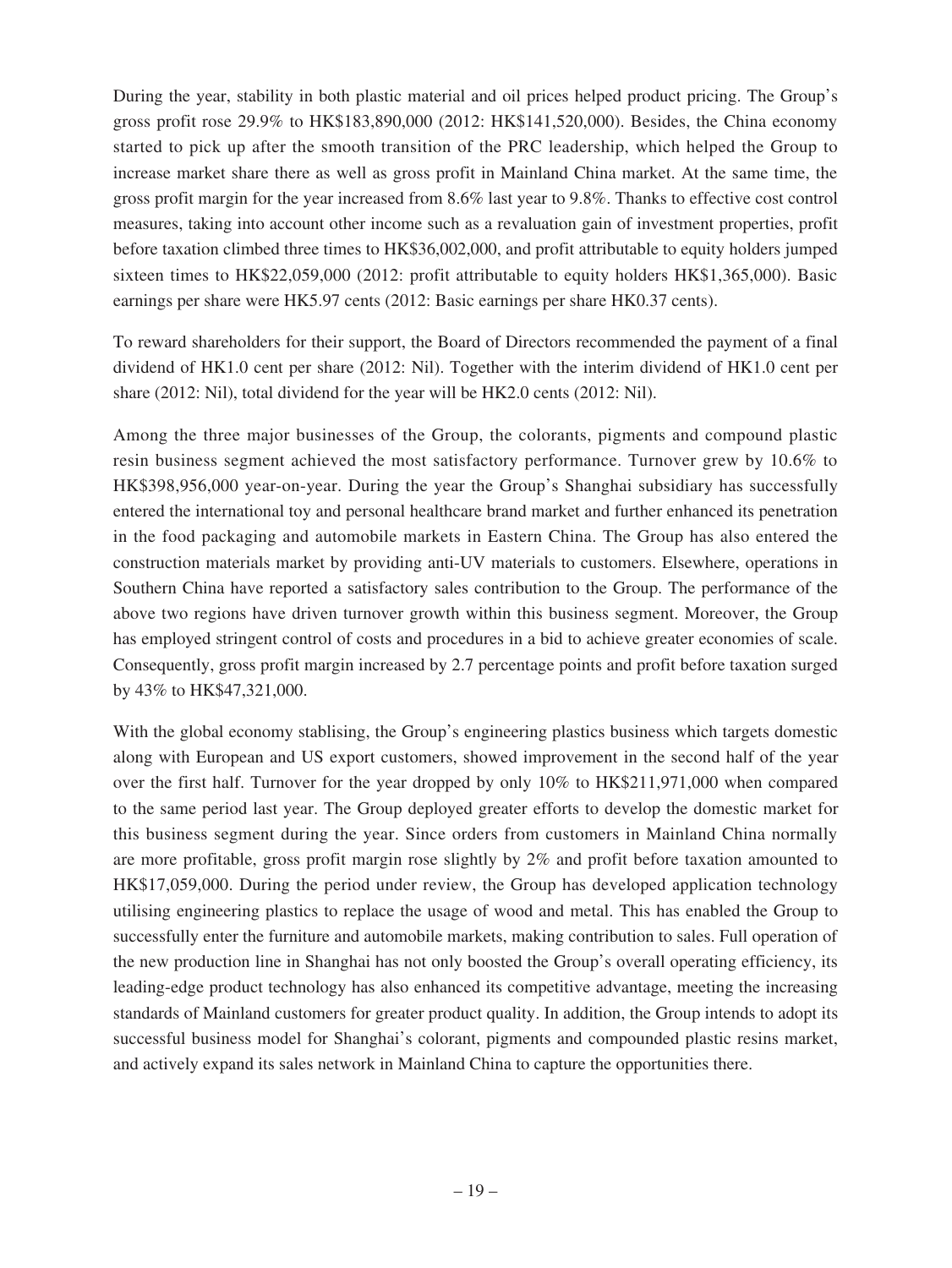During the year, stability in both plastic material and oil prices helped product pricing. The Group's gross profit rose 29.9% to HK$183,890,000 (2012: HK$141,520,000). Besides, the China economy started to pick up after the smooth transition of the PRC leadership, which helped the Group to increase market share there as well as gross profit in Mainland China market. At the same time, the gross profit margin for the year increased from 8.6% last year to 9.8%. Thanks to effective cost control measures, taking into account other income such as a revaluation gain of investment properties, profit before taxation climbed three times to HK$36,002,000, and profit attributable to equity holders jumped sixteen times to HK$22,059,000 (2012: profit attributable to equity holders HK$1,365,000). Basic earnings per share were HK5.97 cents (2012: Basic earnings per share HK0.37 cents).

To reward shareholders for their support, the Board of Directors recommended the payment of a final dividend of HK1.0 cent per share (2012: Nil). Together with the interim dividend of HK1.0 cent per share (2012: Nil), total dividend for the year will be HK2.0 cents (2012: Nil).

Among the three major businesses of the Group, the colorants, pigments and compound plastic resin business segment achieved the most satisfactory performance. Turnover grew by 10.6% to HK$398,956,000 year-on-year. During the year the Group's Shanghai subsidiary has successfully entered the international toy and personal healthcare brand market and further enhanced its penetration in the food packaging and automobile markets in Eastern China. The Group has also entered the construction materials market by providing anti-UV materials to customers. Elsewhere, operations in Southern China have reported a satisfactory sales contribution to the Group. The performance of the above two regions have driven turnover growth within this business segment. Moreover, the Group has employed stringent control of costs and procedures in a bid to achieve greater economies of scale. Consequently, gross profit margin increased by 2.7 percentage points and profit before taxation surged by 43% to HK$47,321,000.

With the global economy stablising, the Group's engineering plastics business which targets domestic along with European and US export customers, showed improvement in the second half of the year over the first half. Turnover for the year dropped by only 10% to HK$211,971,000 when compared to the same period last year. The Group deployed greater efforts to develop the domestic market for this business segment during the year. Since orders from customers in Mainland China normally are more profitable, gross profit margin rose slightly by 2% and profit before taxation amounted to HK$17,059,000. During the period under review, the Group has developed application technology utilising engineering plastics to replace the usage of wood and metal. This has enabled the Group to successfully enter the furniture and automobile markets, making contribution to sales. Full operation of the new production line in Shanghai has not only boosted the Group's overall operating efficiency, its leading-edge product technology has also enhanced its competitive advantage, meeting the increasing standards of Mainland customers for greater product quality. In addition, the Group intends to adopt its successful business model for Shanghai's colorant, pigments and compounded plastic resins market, and actively expand its sales network in Mainland China to capture the opportunities there.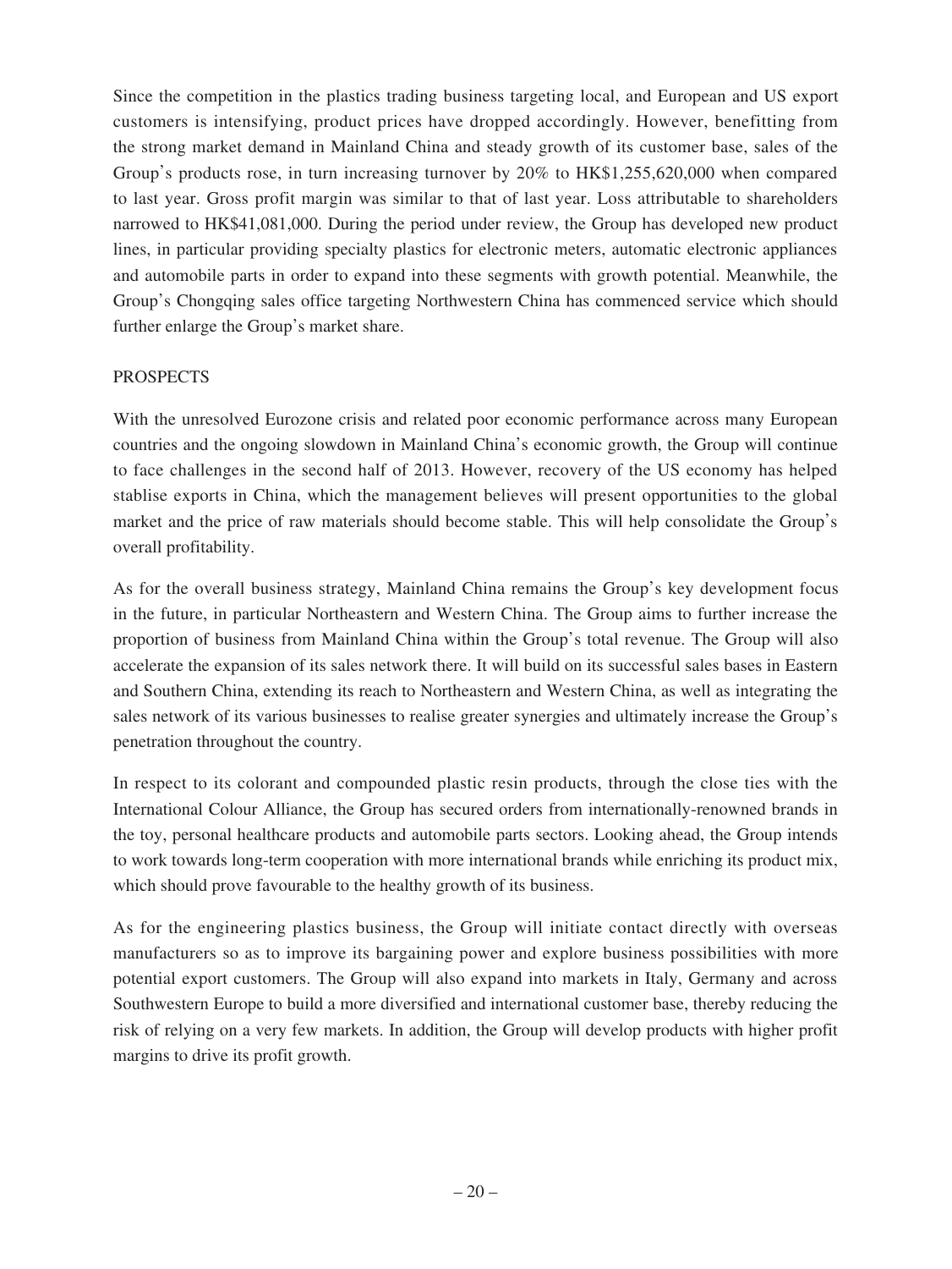Since the competition in the plastics trading business targeting local, and European and US export customers is intensifying, product prices have dropped accordingly. However, benefitting from the strong market demand in Mainland China and steady growth of its customer base, sales of the Group's products rose, in turn increasing turnover by 20% to HK$1,255,620,000 when compared to last year. Gross profit margin was similar to that of last year. Loss attributable to shareholders narrowed to HK$41,081,000. During the period under review, the Group has developed new product lines, in particular providing specialty plastics for electronic meters, automatic electronic appliances and automobile parts in order to expand into these segments with growth potential. Meanwhile, the Group's Chongqing sales office targeting Northwestern China has commenced service which should further enlarge the Group's market share.

## PROSPECTS

With the unresolved Eurozone crisis and related poor economic performance across many European countries and the ongoing slowdown in Mainland China's economic growth, the Group will continue to face challenges in the second half of 2013. However, recovery of the US economy has helped stablise exports in China, which the management believes will present opportunities to the global market and the price of raw materials should become stable. This will help consolidate the Group's overall profitability.

As for the overall business strategy, Mainland China remains the Group's key development focus in the future, in particular Northeastern and Western China. The Group aims to further increase the proportion of business from Mainland China within the Group's total revenue. The Group will also accelerate the expansion of its sales network there. It will build on its successful sales bases in Eastern and Southern China, extending its reach to Northeastern and Western China, as well as integrating the sales network of its various businesses to realise greater synergies and ultimately increase the Group's penetration throughout the country.

In respect to its colorant and compounded plastic resin products, through the close ties with the International Colour Alliance, the Group has secured orders from internationally-renowned brands in the toy, personal healthcare products and automobile parts sectors. Looking ahead, the Group intends to work towards long-term cooperation with more international brands while enriching its product mix, which should prove favourable to the healthy growth of its business.

As for the engineering plastics business, the Group will initiate contact directly with overseas manufacturers so as to improve its bargaining power and explore business possibilities with more potential export customers. The Group will also expand into markets in Italy, Germany and across Southwestern Europe to build a more diversified and international customer base, thereby reducing the risk of relying on a very few markets. In addition, the Group will develop products with higher profit margins to drive its profit growth.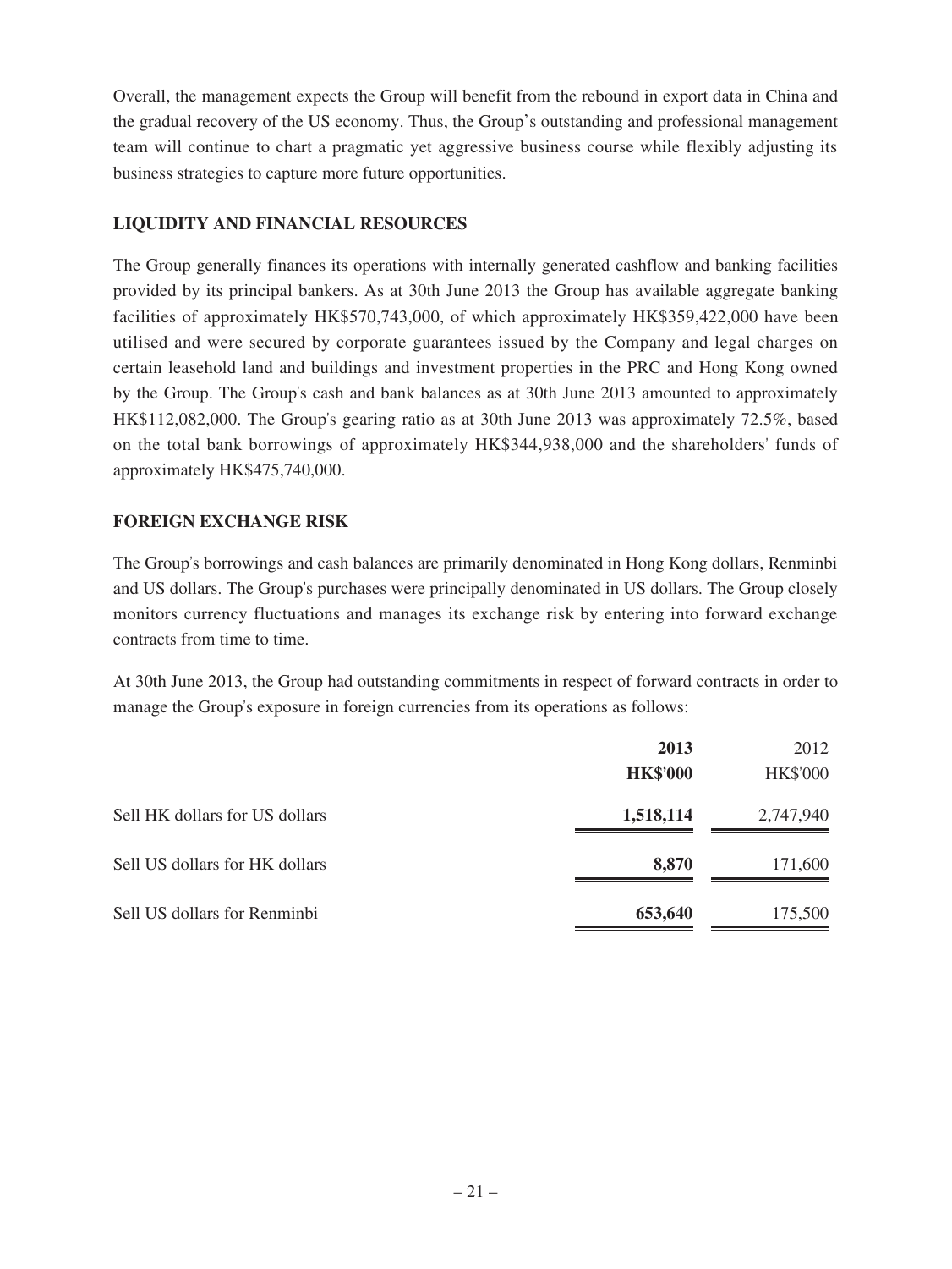Overall, the management expects the Group will benefit from the rebound in export data in China and the gradual recovery of the US economy. Thus, the Group's outstanding and professional management team will continue to chart a pragmatic yet aggressive business course while flexibly adjusting its business strategies to capture more future opportunities.

## LIQUIDITY AND FINANCIAL RESOURCES

The Group generally finances its operations with internally generated cashflow and banking facilities provided by its principal bankers. As at 30th June 2013 the Group has available aggregate banking facilities of approximately HK$570,743,000, of which approximately HK$359,422,000 have been utilised and were secured by corporate guarantees issued by the Company and legal charges on certain leasehold land and buildings and investment properties in the PRC and Hong Kong owned by the Group. The Group's cash and bank balances as at 30th June 2013 amounted to approximately HK$112,082,000. The Group's gearing ratio as at 30th June 2013 was approximately 72.5%, based on the total bank borrowings of approximately HK$344,938,000 and the shareholders' funds of approximately HK$475,740,000.

## FOREIGN EXCHANGE RISK

The Group's borrowings and cash balances are primarily denominated in Hong Kong dollars, Renminbi and US dollars. The Group's purchases were principally denominated in US dollars. The Group closely monitors currency fluctuations and manages its exchange risk by entering into forward exchange contracts from time to time.

At 30th June 2013, the Group had outstanding commitments in respect of forward contracts in order to manage the Group's exposure in foreign currencies from its operations as follows:

| | **2013** | 2012 |
|---|---|---|
| | **HK$'000** | HK$'000 |
| Sell HK dollars for US dollars | **1,518,114** | 2,747,940 |
| Sell US dollars for HK dollars | **8,870** | 171,600 |
| Sell US dollars for Renminbi | **653,640** | 175,500 |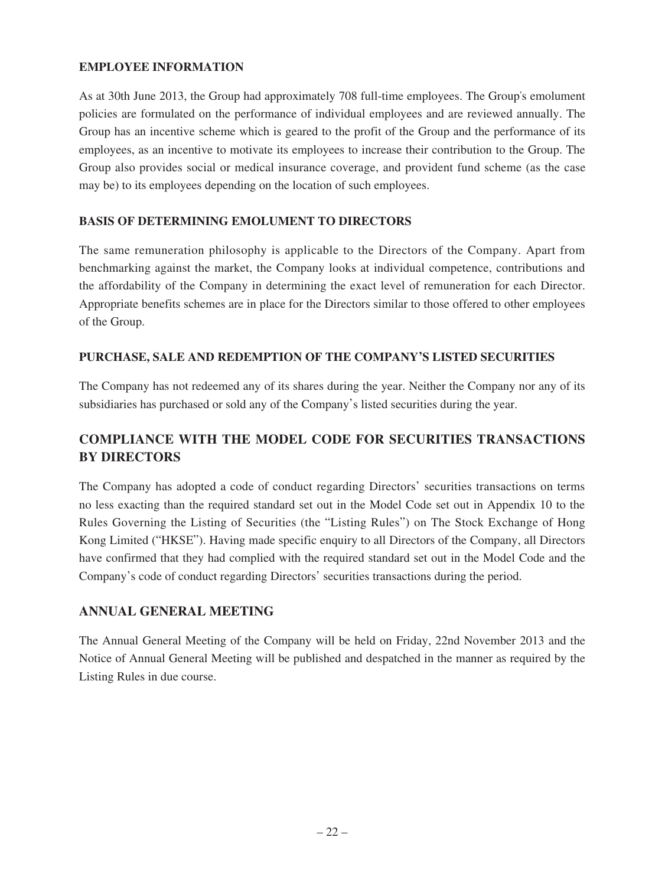### EMPLOYEE INFORMATION

As at 30th June 2013, the Group had approximately 708 full-time employees. The Group's emolument policies are formulated on the performance of individual employees and are reviewed annually. The Group has an incentive scheme which is geared to the profit of the Group and the performance of its employees, as an incentive to motivate its employees to increase their contribution to the Group. The Group also provides social or medical insurance coverage, and provident fund scheme (as the case may be) to its employees depending on the location of such employees.

### BASIS OF DETERMINING EMOLUMENT TO DIRECTORS

The same remuneration philosophy is applicable to the Directors of the Company. Apart from benchmarking against the market, the Company looks at individual competence, contributions and the affordability of the Company in determining the exact level of remuneration for each Director. Appropriate benefits schemes are in place for the Directors similar to those offered to other employees of the Group.

### PURCHASE, SALE AND REDEMPTION OF THE COMPANY'S LISTED SECURITIES

The Company has not redeemed any of its shares during the year. Neither the Company nor any of its subsidiaries has purchased or sold any of the Company's listed securities during the year.

## COMPLIANCE WITH THE MODEL CODE FOR SECURITIES TRANSACTIONS BY DIRECTORS

The Company has adopted a code of conduct regarding Directors' securities transactions on terms no less exacting than the required standard set out in the Model Code set out in Appendix 10 to the Rules Governing the Listing of Securities (the "Listing Rules") on The Stock Exchange of Hong Kong Limited ("HKSE"). Having made specific enquiry to all Directors of the Company, all Directors have confirmed that they had complied with the required standard set out in the Model Code and the Company's code of conduct regarding Directors' securities transactions during the period.

## ANNUAL GENERAL MEETING

The Annual General Meeting of the Company will be held on Friday, 22nd November 2013 and the Notice of Annual General Meeting will be published and despatched in the manner as required by the Listing Rules in due course.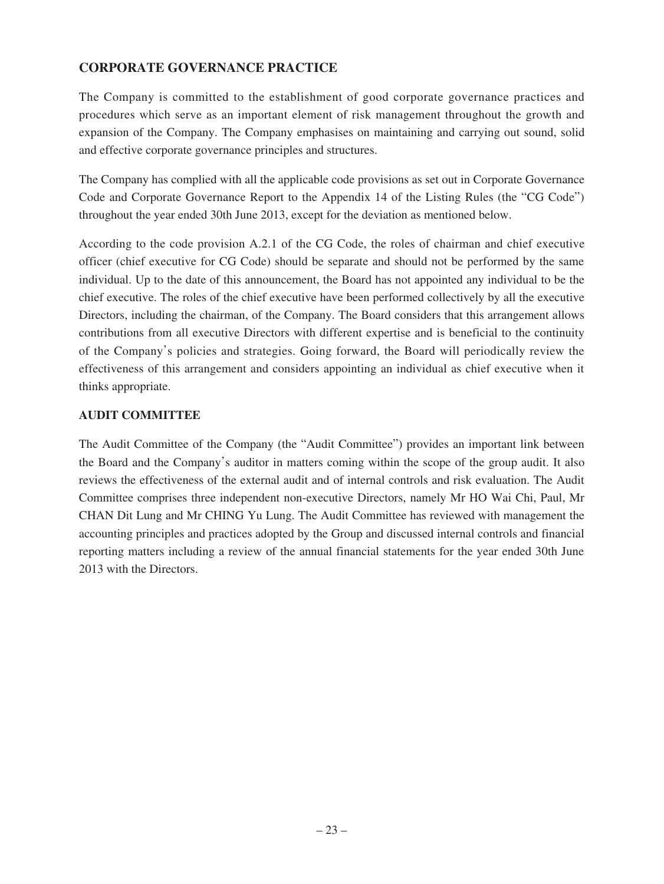## CORPORATE GOVERNANCE PRACTICE

The Company is committed to the establishment of good corporate governance practices and procedures which serve as an important element of risk management throughout the growth and expansion of the Company. The Company emphasises on maintaining and carrying out sound, solid and effective corporate governance principles and structures.

The Company has complied with all the applicable code provisions as set out in Corporate Governance Code and Corporate Governance Report to the Appendix 14 of the Listing Rules (the "CG Code") throughout the year ended 30th June 2013, except for the deviation as mentioned below.

According to the code provision A.2.1 of the CG Code, the roles of chairman and chief executive officer (chief executive for CG Code) should be separate and should not be performed by the same individual. Up to the date of this announcement, the Board has not appointed any individual to be the chief executive. The roles of the chief executive have been performed collectively by all the executive Directors, including the chairman, of the Company. The Board considers that this arrangement allows contributions from all executive Directors with different expertise and is beneficial to the continuity of the Company's policies and strategies. Going forward, the Board will periodically review the effectiveness of this arrangement and considers appointing an individual as chief executive when it thinks appropriate.

## AUDIT COMMITTEE

The Audit Committee of the Company (the "Audit Committee") provides an important link between the Board and the Company's auditor in matters coming within the scope of the group audit. It also reviews the effectiveness of the external audit and of internal controls and risk evaluation. The Audit Committee comprises three independent non-executive Directors, namely Mr HO Wai Chi, Paul, Mr CHAN Dit Lung and Mr CHING Yu Lung. The Audit Committee has reviewed with management the accounting principles and practices adopted by the Group and discussed internal controls and financial reporting matters including a review of the annual financial statements for the year ended 30th June 2013 with the Directors.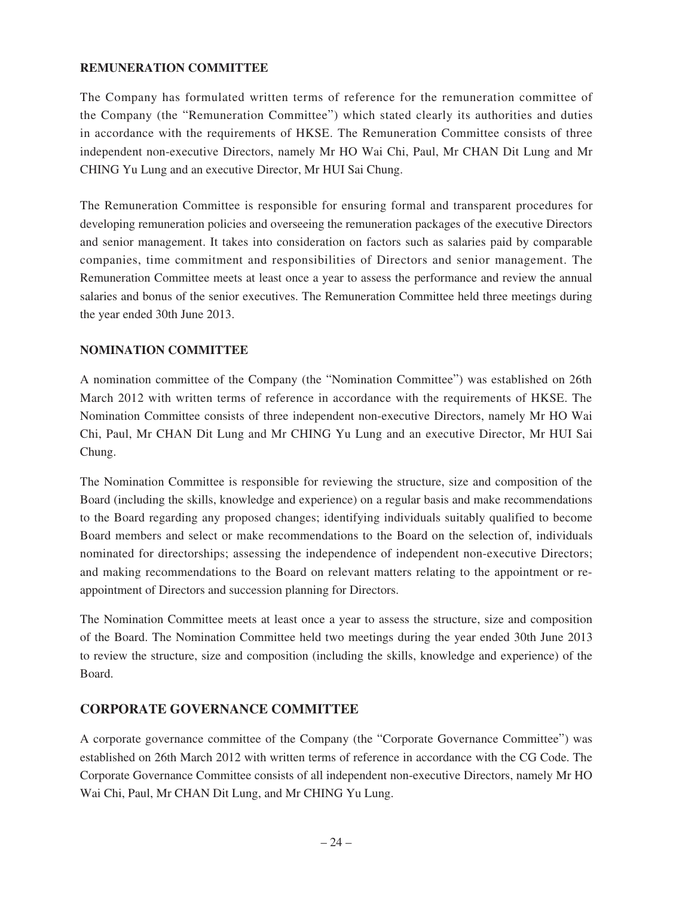## REMUNERATION COMMITTEE

The Company has formulated written terms of reference for the remuneration committee of the Company (the "Remuneration Committee") which stated clearly its authorities and duties in accordance with the requirements of HKSE. The Remuneration Committee consists of three independent non-executive Directors, namely Mr HO Wai Chi, Paul, Mr CHAN Dit Lung and Mr CHING Yu Lung and an executive Director, Mr HUI Sai Chung.

The Remuneration Committee is responsible for ensuring formal and transparent procedures for developing remuneration policies and overseeing the remuneration packages of the executive Directors and senior management. It takes into consideration on factors such as salaries paid by comparable companies, time commitment and responsibilities of Directors and senior management. The Remuneration Committee meets at least once a year to assess the performance and review the annual salaries and bonus of the senior executives. The Remuneration Committee held three meetings during the year ended 30th June 2013.

## NOMINATION COMMITTEE

A nomination committee of the Company (the "Nomination Committee") was established on 26th March 2012 with written terms of reference in accordance with the requirements of HKSE. The Nomination Committee consists of three independent non-executive Directors, namely Mr HO Wai Chi, Paul, Mr CHAN Dit Lung and Mr CHING Yu Lung and an executive Director, Mr HUI Sai Chung.

The Nomination Committee is responsible for reviewing the structure, size and composition of the Board (including the skills, knowledge and experience) on a regular basis and make recommendations to the Board regarding any proposed changes; identifying individuals suitably qualified to become Board members and select or make recommendations to the Board on the selection of, individuals nominated for directorships; assessing the independence of independent non-executive Directors; and making recommendations to the Board on relevant matters relating to the appointment or re-appointment of Directors and succession planning for Directors.

The Nomination Committee meets at least once a year to assess the structure, size and composition of the Board. The Nomination Committee held two meetings during the year ended 30th June 2013 to review the structure, size and composition (including the skills, knowledge and experience) of the Board.

## CORPORATE GOVERNANCE COMMITTEE

A corporate governance committee of the Company (the "Corporate Governance Committee") was established on 26th March 2012 with written terms of reference in accordance with the CG Code. The Corporate Governance Committee consists of all independent non-executive Directors, namely Mr HO Wai Chi, Paul, Mr CHAN Dit Lung, and Mr CHING Yu Lung.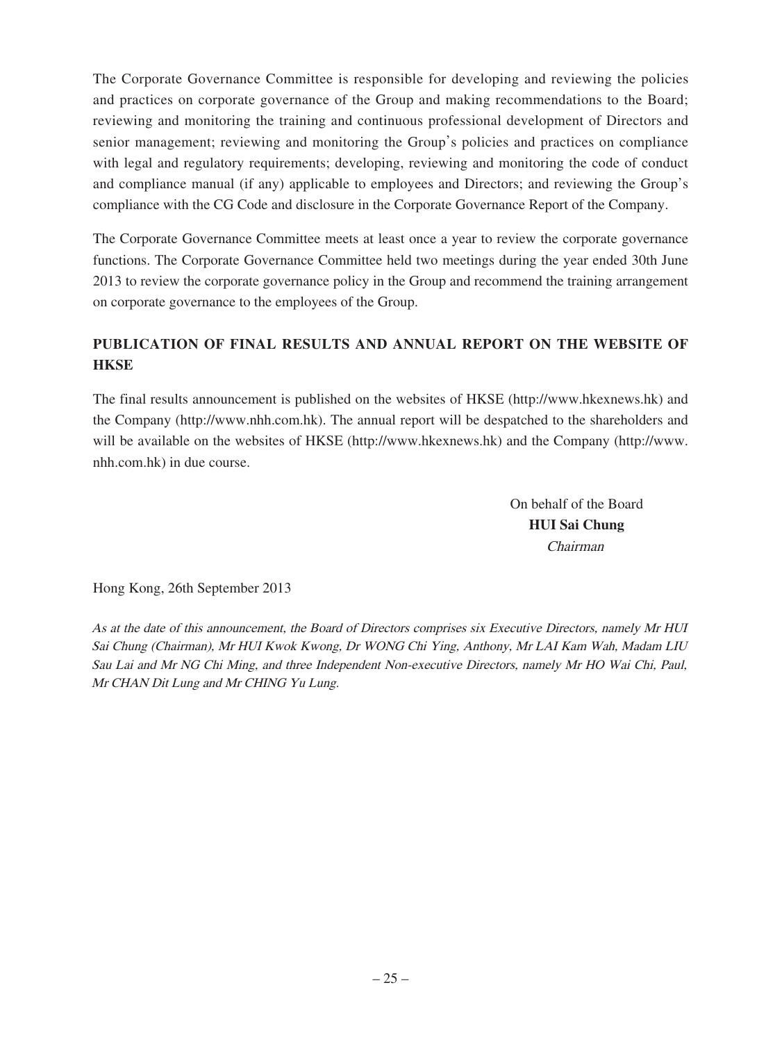The Corporate Governance Committee is responsible for developing and reviewing the policies and practices on corporate governance of the Group and making recommendations to the Board; reviewing and monitoring the training and continuous professional development of Directors and senior management; reviewing and monitoring the Group's policies and practices on compliance with legal and regulatory requirements; developing, reviewing and monitoring the code of conduct and compliance manual (if any) applicable to employees and Directors; and reviewing the Group's compliance with the CG Code and disclosure in the Corporate Governance Report of the Company.

The Corporate Governance Committee meets at least once a year to review the corporate governance functions. The Corporate Governance Committee held two meetings during the year ended 30th June 2013 to review the corporate governance policy in the Group and recommend the training arrangement on corporate governance to the employees of the Group.

## PUBLICATION OF FINAL RESULTS AND ANNUAL REPORT ON THE WEBSITE OF HKSE

The final results announcement is published on the websites of HKSE (http://www.hkexnews.hk) and the Company (http://www.nhh.com.hk). The annual report will be despatched to the shareholders and will be available on the websites of HKSE (http://www.hkexnews.hk) and the Company (http://www.nhh.com.hk) in due course.

On behalf of the Board
**HUI Sai Chung**
*Chairman*

Hong Kong, 26th September 2013

*As at the date of this announcement, the Board of Directors comprises six Executive Directors, namely Mr HUI Sai Chung (Chairman), Mr HUI Kwok Kwong, Dr WONG Chi Ying, Anthony, Mr LAI Kam Wah, Madam LIU Sau Lai and Mr NG Chi Ming, and three Independent Non-executive Directors, namely Mr HO Wai Chi, Paul, Mr CHAN Dit Lung and Mr CHING Yu Lung.*